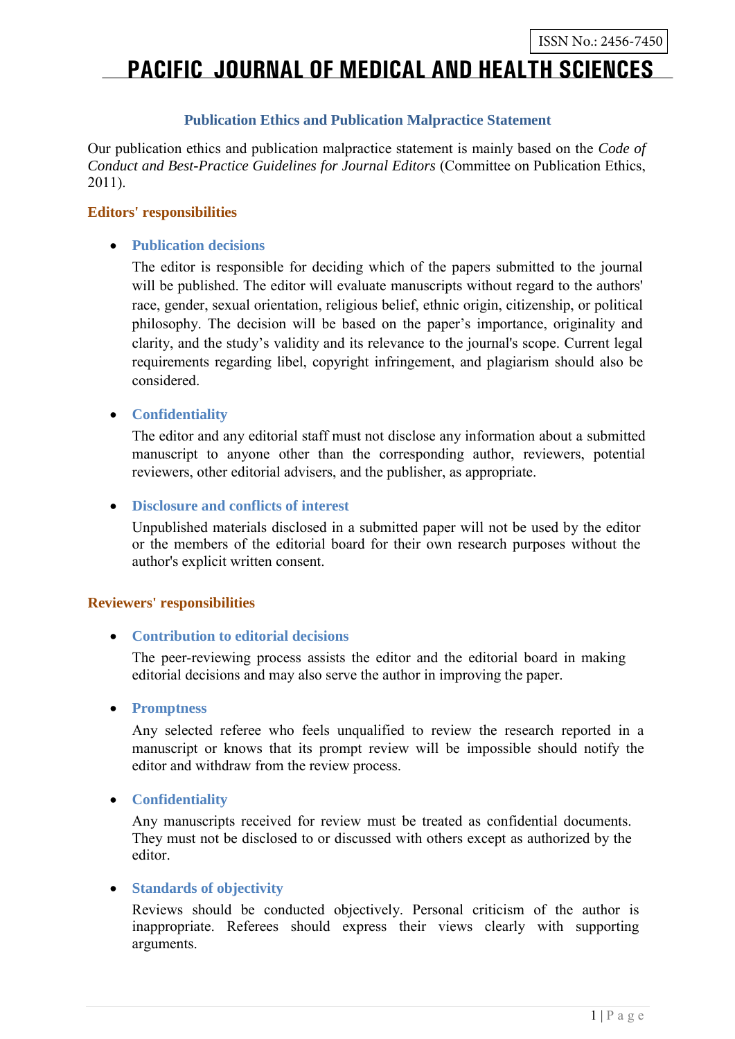ISSN No.: 2456-7450

# PACIFIC JOURNAL OF MEDICAL AND HEALTH SCIENCES

## Publication Ethics and Publication Malpractice Statement

Our publication ethics and publication malpractice statement is mainly based on the *Code of Conduct and Best-Practice Guidelines for Journal Editors* (Committee on Publication Ethics, 2011).

### Editors' responsibilities

- **Publication decisions**

  The editor is responsible for deciding which of the papers submitted to the journal will be published. The editor will evaluate manuscripts without regard to the authors' race, gender, sexual orientation, religious belief, ethnic origin, citizenship, or political philosophy. The decision will be based on the paper's importance, originality and clarity, and the study's validity and its relevance to the journal's scope. Current legal requirements regarding libel, copyright infringement, and plagiarism should also be considered.

- **Confidentiality**

  The editor and any editorial staff must not disclose any information about a submitted manuscript to anyone other than the corresponding author, reviewers, potential reviewers, other editorial advisers, and the publisher, as appropriate.

- **Disclosure and conflicts of interest**

  Unpublished materials disclosed in a submitted paper will not be used by the editor or the members of the editorial board for their own research purposes without the author's explicit written consent.

### Reviewers' responsibilities

- **Contribution to editorial decisions**

  The peer-reviewing process assists the editor and the editorial board in making editorial decisions and may also serve the author in improving the paper.

- **Promptness**

  Any selected referee who feels unqualified to review the research reported in a manuscript or knows that its prompt review will be impossible should notify the editor and withdraw from the review process.

- **Confidentiality**

  Any manuscripts received for review must be treated as confidential documents. They must not be disclosed to or discussed with others except as authorized by the editor.

- **Standards of objectivity**

  Reviews should be conducted objectively. Personal criticism of the author is inappropriate. Referees should express their views clearly with supporting arguments.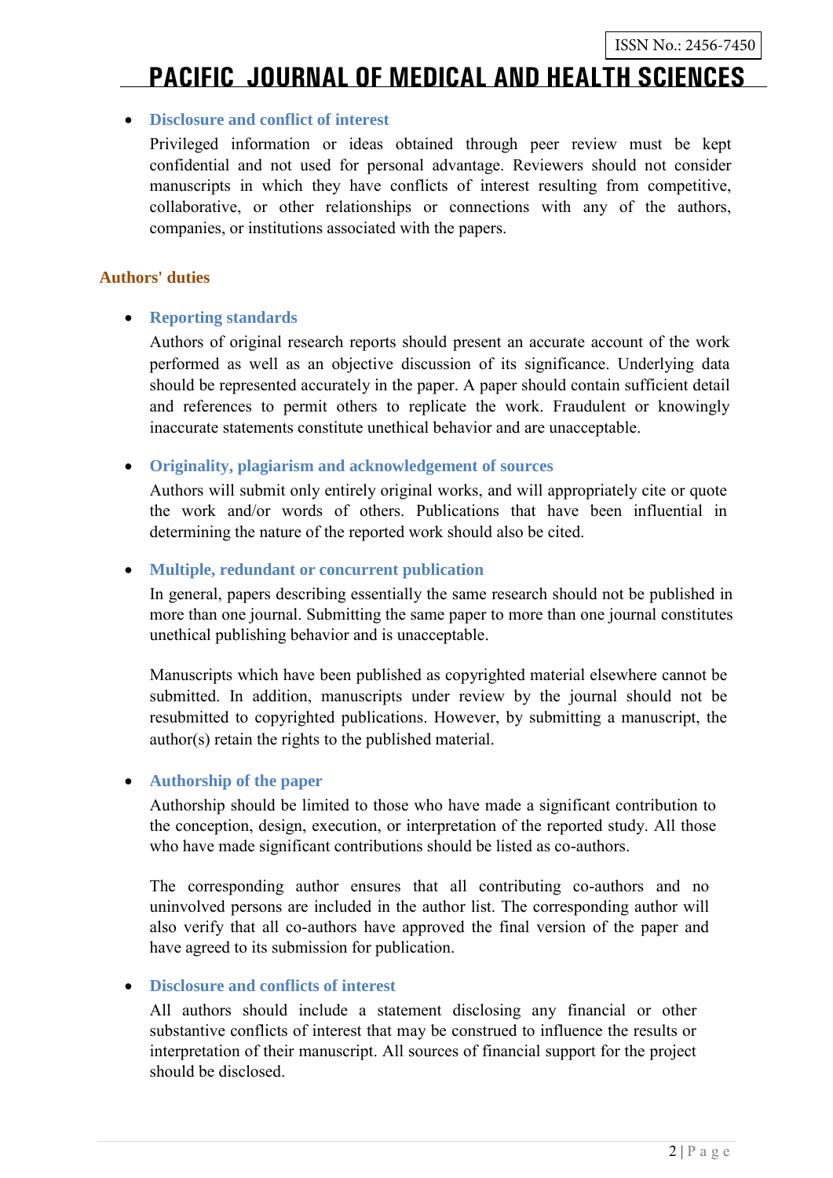- **Disclosure and conflict of interest**

  Privileged information or ideas obtained through peer review must be kept confidential and not used for personal advantage. Reviewers should not consider manuscripts in which they have conflicts of interest resulting from competitive, collaborative, or other relationships or connections with any of the authors, companies, or institutions associated with the papers.

## Authors' duties

- **Reporting standards**

  Authors of original research reports should present an accurate account of the work performed as well as an objective discussion of its significance. Underlying data should be represented accurately in the paper. A paper should contain sufficient detail and references to permit others to replicate the work. Fraudulent or knowingly inaccurate statements constitute unethical behavior and are unacceptable.

- **Originality, plagiarism and acknowledgement of sources**

  Authors will submit only entirely original works, and will appropriately cite or quote the work and/or words of others. Publications that have been influential in determining the nature of the reported work should also be cited.

- **Multiple, redundant or concurrent publication**

  In general, papers describing essentially the same research should not be published in more than one journal. Submitting the same paper to more than one journal constitutes unethical publishing behavior and is unacceptable.

  Manuscripts which have been published as copyrighted material elsewhere cannot be submitted. In addition, manuscripts under review by the journal should not be resubmitted to copyrighted publications. However, by submitting a manuscript, the author(s) retain the rights to the published material.

- **Authorship of the paper**

  Authorship should be limited to those who have made a significant contribution to the conception, design, execution, or interpretation of the reported study. All those who have made significant contributions should be listed as co-authors.

  The corresponding author ensures that all contributing co-authors and no uninvolved persons are included in the author list. The corresponding author will also verify that all co-authors have approved the final version of the paper and have agreed to its submission for publication.

- **Disclosure and conflicts of interest**

  All authors should include a statement disclosing any financial or other substantive conflicts of interest that may be construed to influence the results or interpretation of their manuscript. All sources of financial support for the project should be disclosed.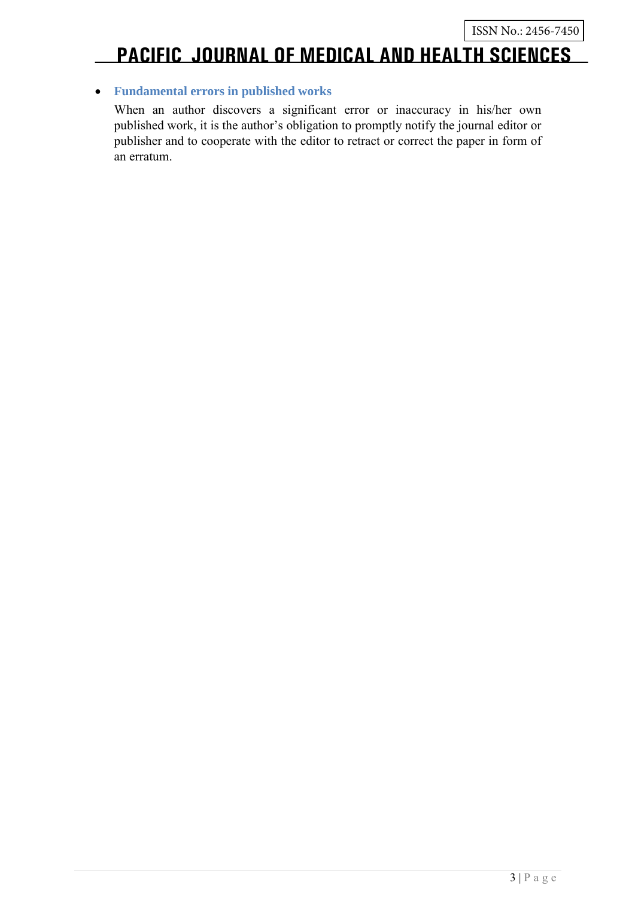- **Fundamental errors in published works**

  When an author discovers a significant error or inaccuracy in his/her own published work, it is the author's obligation to promptly notify the journal editor or publisher and to cooperate with the editor to retract or correct the paper in form of an erratum.